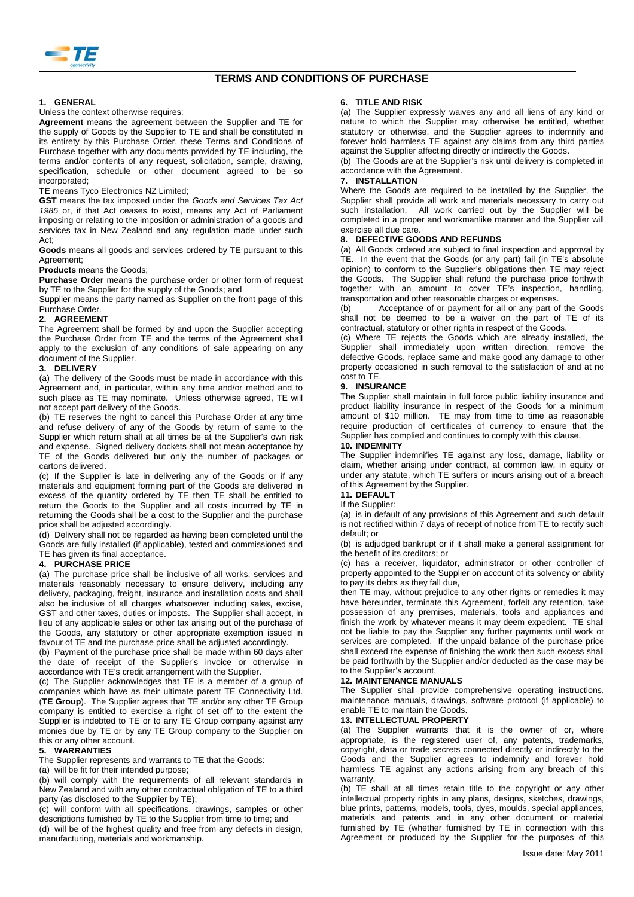# TERMS AND CONDITIONS OF PURCHASE

## 1. GENERAL

Unless the context otherwise requires:

**Agreement** means the agreement between the Supplier and TE for the supply of Goods by the Supplier to TE and shall be constituted in its entirety by this Purchase Order, these Terms and Conditions of Purchase together with any documents provided by TE including, the terms and/or contents of any request, solicitation, sample, drawing, specification, schedule or other document agreed to be so incorporated;

**TE** means Tyco Electronics NZ Limited;

**GST** means the tax imposed under the *Goods and Services Tax Act 1985* or, if that Act ceases to exist, means any Act of Parliament imposing or relating to the imposition or administration of a goods and services tax in New Zealand and any regulation made under such Act;

**Goods** means all goods and services ordered by TE pursuant to this Agreement;

**Products** means the Goods;

**Purchase Order** means the purchase order or other form of request by TE to the Supplier for the supply of the Goods; and

Supplier means the party named as Supplier on the front page of this Purchase Order.

## 2. AGREEMENT

The Agreement shall be formed by and upon the Supplier accepting the Purchase Order from TE and the terms of the Agreement shall apply to the exclusion of any conditions of sale appearing on any document of the Supplier.

## 3. DELIVERY

(a) The delivery of the Goods must be made in accordance with this Agreement and, in particular, within any time and/or method and to such place as TE may nominate. Unless otherwise agreed, TE will not accept part delivery of the Goods.

(b) TE reserves the right to cancel this Purchase Order at any time and refuse delivery of any of the Goods by return of same to the Supplier which return shall at all times be at the Supplier's own risk and expense. Signed delivery dockets shall not mean acceptance by TE of the Goods delivered but only the number of packages or cartons delivered.

(c) If the Supplier is late in delivering any of the Goods or if any materials and equipment forming part of the Goods are delivered in excess of the quantity ordered by TE then TE shall be entitled to return the Goods to the Supplier and all costs incurred by TE in returning the Goods shall be a cost to the Supplier and the purchase price shall be adjusted accordingly.

(d) Delivery shall not be regarded as having been completed until the Goods are fully installed (if applicable), tested and commissioned and TE has given its final acceptance.

## 4. PURCHASE PRICE

(a) The purchase price shall be inclusive of all works, services and materials reasonably necessary to ensure delivery, including any delivery, packaging, freight, insurance and installation costs and shall also be inclusive of all charges whatsoever including sales, excise, GST and other taxes, duties or imposts. The Supplier shall accept, in lieu of any applicable sales or other tax arising out of the purchase of the Goods, any statutory or other appropriate exemption issued in favour of TE and the purchase price shall be adjusted accordingly.

(b) Payment of the purchase price shall be made within 60 days after the date of receipt of the Supplier's invoice or otherwise in accordance with TE's credit arrangement with the Supplier.

(c) The Supplier acknowledges that TE is a member of a group of companies which have as their ultimate parent TE Connectivity Ltd. (**TE Group**). The Supplier agrees that TE and/or any other TE Group company is entitled to exercise a right of set off to the extent the Supplier is indebted to TE or to any TE Group company against any monies due by TE or by any TE Group company to the Supplier on this or any other account.

## 5. WARRANTIES

The Supplier represents and warrants to TE that the Goods:

(a) will be fit for their intended purpose;

(b) will comply with the requirements of all relevant standards in New Zealand and with any other contractual obligation of TE to a third party (as disclosed to the Supplier by TE);

(c) will conform with all specifications, drawings, samples or other descriptions furnished by TE to the Supplier from time to time; and

(d) will be of the highest quality and free from any defects in design, manufacturing, materials and workmanship.

## 6. TITLE AND RISK

(a) The Supplier expressly waives any and all liens of any kind or nature to which the Supplier may otherwise be entitled, whether statutory or otherwise, and the Supplier agrees to indemnify and forever hold harmless TE against any claims from any third parties against the Supplier affecting directly or indirectly the Goods.

(b) The Goods are at the Supplier's risk until delivery is completed in accordance with the Agreement.

## 7. INSTALLATION

Where the Goods are required to be installed by the Supplier, the Supplier shall provide all work and materials necessary to carry out such installation. All work carried out by the Supplier will be completed in a proper and workmanlike manner and the Supplier will exercise all due care.

## 8. DEFECTIVE GOODS AND REFUNDS

(a) All Goods ordered are subject to final inspection and approval by TE. In the event that the Goods (or any part) fail (in TE's absolute opinion) to conform to the Supplier's obligations then TE may reject the Goods. The Supplier shall refund the purchase price forthwith together with an amount to cover TE's inspection, handling, transportation and other reasonable charges or expenses.

(b) Acceptance of or payment for all or any part of the Goods shall not be deemed to be a waiver on the part of TE of its contractual, statutory or other rights in respect of the Goods.

(c) Where TE rejects the Goods which are already installed, the Supplier shall immediately upon written direction, remove the defective Goods, replace same and make good any damage to other property occasioned in such removal to the satisfaction of and at no cost to TE.

## 9. INSURANCE

The Supplier shall maintain in full force public liability insurance and product liability insurance in respect of the Goods for a minimum amount of $10 million. TE may from time to time as reasonable require production of certificates of currency to ensure that the Supplier has complied and continues to comply with this clause.

## 10. INDEMNITY

The Supplier indemnifies TE against any loss, damage, liability or claim, whether arising under contract, at common law, in equity or under any statute, which TE suffers or incurs arising out of a breach of this Agreement by the Supplier.

## 11. DEFAULT

If the Supplier:

(a) is in default of any provisions of this Agreement and such default is not rectified within 7 days of receipt of notice from TE to rectify such default; or

(b) is adjudged bankrupt or if it shall make a general assignment for the benefit of its creditors; or

(c) has a receiver, liquidator, administrator or other controller of property appointed to the Supplier on account of its solvency or ability to pay its debts as they fall due,

then TE may, without prejudice to any other rights or remedies it may have hereunder, terminate this Agreement, forfeit any retention, take possession of any premises, materials, tools and appliances and finish the work by whatever means it may deem expedient. TE shall not be liable to pay the Supplier any further payments until work or services are completed. If the unpaid balance of the purchase price shall exceed the expense of finishing the work then such excess shall be paid forthwith by the Supplier and/or deducted as the case may be to the Supplier's account.

## 12. MAINTENANCE MANUALS

The Supplier shall provide comprehensive operating instructions, maintenance manuals, drawings, software protocol (if applicable) to enable TE to maintain the Goods.

## 13. INTELLECTUAL PROPERTY

(a) The Supplier warrants that it is the owner of or, where appropriate, is the registered user of, any patents, trademarks, copyright, data or trade secrets connected directly or indirectly to the Goods and the Supplier agrees to indemnify and forever hold harmless TE against any actions arising from any breach of this warranty.

(b) TE shall at all times retain title to the copyright or any other intellectual property rights in any plans, designs, sketches, drawings, blue prints, patterns, models, tools, dyes, moulds, special appliances, materials and patents and in any other document or material furnished by TE (whether furnished by TE in connection with this Agreement or produced by the Supplier for the purposes of this

Issue date: May 2011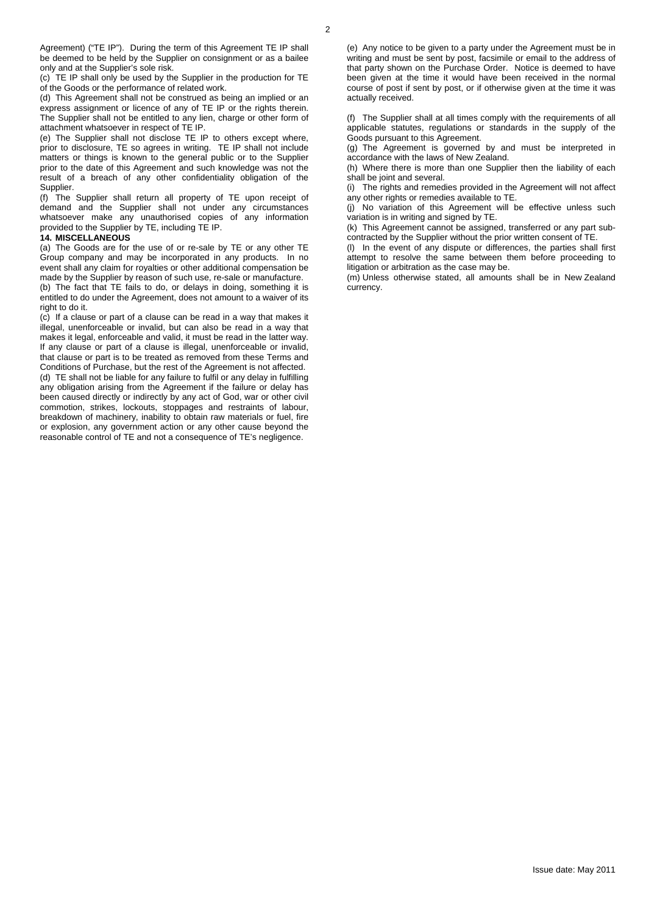Agreement) ("TE IP"). During the term of this Agreement TE IP shall be deemed to be held by the Supplier on consignment or as a bailee only and at the Supplier's sole risk.

(c) TE IP shall only be used by the Supplier in the production for TE of the Goods or the performance of related work.

(d) This Agreement shall not be construed as being an implied or an express assignment or licence of any of TE IP or the rights therein. The Supplier shall not be entitled to any lien, charge or other form of attachment whatsoever in respect of TE IP.

(e) The Supplier shall not disclose TE IP to others except where, prior to disclosure, TE so agrees in writing. TE IP shall not include matters or things is known to the general public or to the Supplier prior to the date of this Agreement and such knowledge was not the result of a breach of any other confidentiality obligation of the Supplier.

(f) The Supplier shall return all property of TE upon receipt of demand and the Supplier shall not under any circumstances whatsoever make any unauthorised copies of any information provided to the Supplier by TE, including TE IP.

**14. MISCELLANEOUS**

(a) The Goods are for the use of or re-sale by TE or any other TE Group company and may be incorporated in any products. In no event shall any claim for royalties or other additional compensation be made by the Supplier by reason of such use, re-sale or manufacture.

(b) The fact that TE fails to do, or delays in doing, something it is entitled to do under the Agreement, does not amount to a waiver of its right to do it.

(c) If a clause or part of a clause can be read in a way that makes it illegal, unenforceable or invalid, but can also be read in a way that makes it legal, enforceable and valid, it must be read in the latter way. If any clause or part of a clause is illegal, unenforceable or invalid, that clause or part is to be treated as removed from these Terms and Conditions of Purchase, but the rest of the Agreement is not affected.

(d) TE shall not be liable for any failure to fulfil or any delay in fulfilling any obligation arising from the Agreement if the failure or delay has been caused directly or indirectly by any act of God, war or other civil commotion, strikes, lockouts, stoppages and restraints of labour, breakdown of machinery, inability to obtain raw materials or fuel, fire or explosion, any government action or any other cause beyond the reasonable control of TE and not a consequence of TE's negligence.

(e) Any notice to be given to a party under the Agreement must be in writing and must be sent by post, facsimile or email to the address of that party shown on the Purchase Order. Notice is deemed to have been given at the time it would have been received in the normal course of post if sent by post, or if otherwise given at the time it was actually received.

(f) The Supplier shall at all times comply with the requirements of all applicable statutes, regulations or standards in the supply of the Goods pursuant to this Agreement.

(g) The Agreement is governed by and must be interpreted in accordance with the laws of New Zealand.

(h) Where there is more than one Supplier then the liability of each shall be joint and several.

(i) The rights and remedies provided in the Agreement will not affect any other rights or remedies available to TE.

(j) No variation of this Agreement will be effective unless such variation is in writing and signed by TE.

(k) This Agreement cannot be assigned, transferred or any part sub-contracted by the Supplier without the prior written consent of TE.

(l) In the event of any dispute or differences, the parties shall first attempt to resolve the same between them before proceeding to litigation or arbitration as the case may be.

(m) Unless otherwise stated, all amounts shall be in New Zealand currency.

Issue date: May 2011